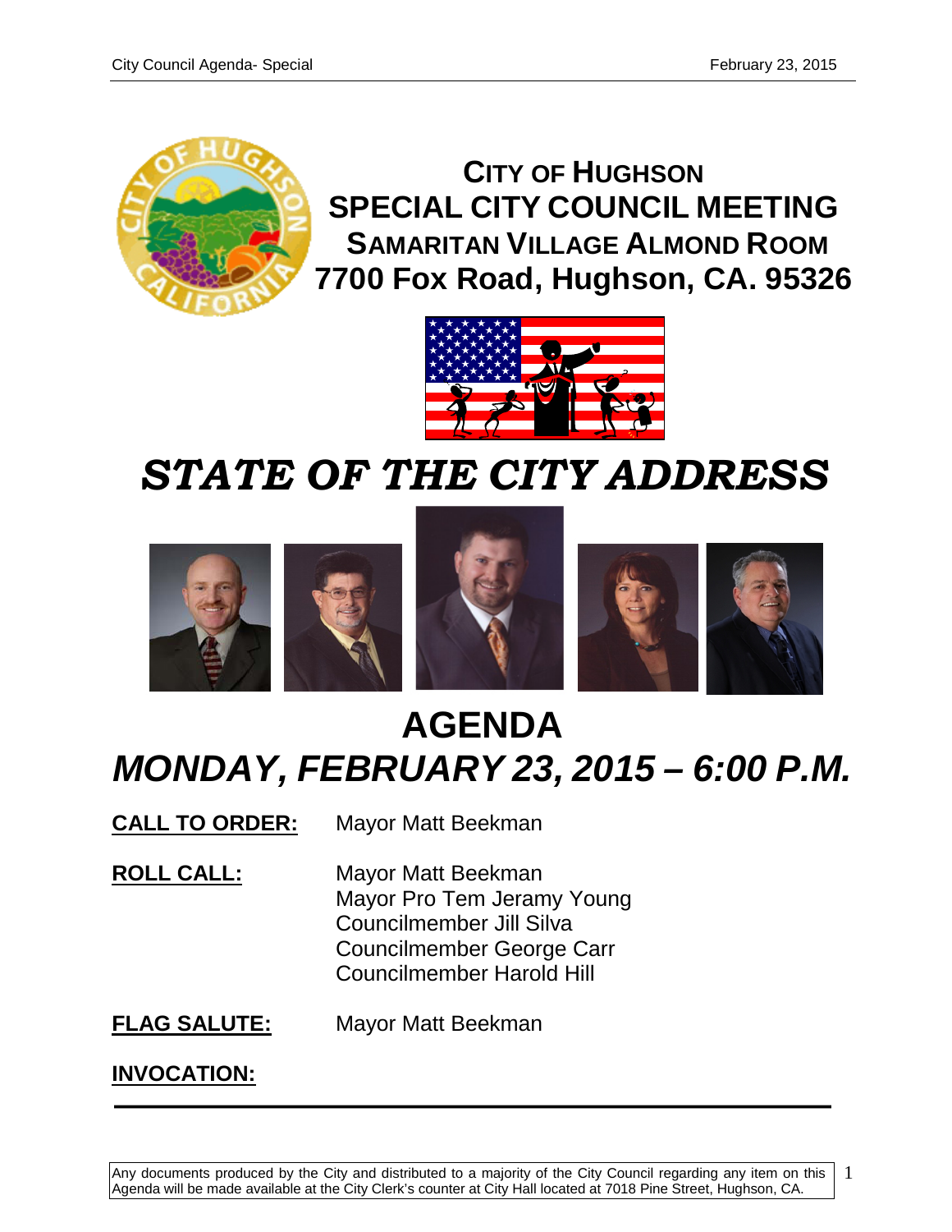# CITY OF HUGHSON
# SPECIAL CITY COUNCIL MEETING
## SAMARITAN VILLAGE ALMOND ROOM
## 7700 Fox Road, Hughson, CA. 95326

# *STATE OF THE CITY ADDRESS*

# AGENDA
## *MONDAY, FEBRUARY 23, 2015 – 6:00 P.M.*

**CALL TO ORDER:** Mayor Matt Beekman

**ROLL CALL:**
Mayor Matt Beekman
Mayor Pro Tem Jeramy Young
Councilmember Jill Silva
Councilmember George Carr
Councilmember Harold Hill

**FLAG SALUTE:** Mayor Matt Beekman

**INVOCATION:**

---

Any documents produced by the City and distributed to a majority of the City Council regarding any item on this Agenda will be made available at the City Clerk's counter at City Hall located at 7018 Pine Street, Hughson, CA.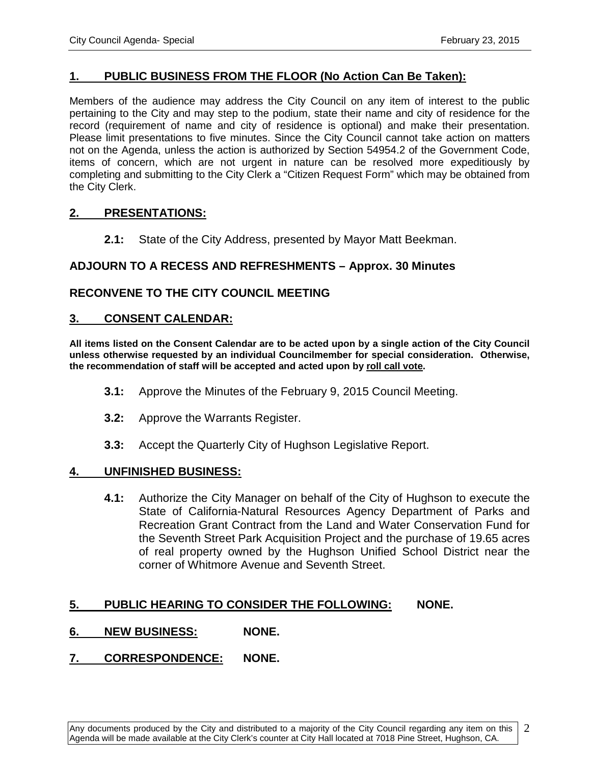## 1. PUBLIC BUSINESS FROM THE FLOOR (No Action Can Be Taken):

Members of the audience may address the City Council on any item of interest to the public pertaining to the City and may step to the podium, state their name and city of residence for the record (requirement of name and city of residence is optional) and make their presentation. Please limit presentations to five minutes. Since the City Council cannot take action on matters not on the Agenda, unless the action is authorized by Section 54954.2 of the Government Code, items of concern, which are not urgent in nature can be resolved more expeditiously by completing and submitting to the City Clerk a "Citizen Request Form" which may be obtained from the City Clerk.

## 2. PRESENTATIONS:

**2.1:** State of the City Address, presented by Mayor Matt Beekman.

**ADJOURN TO A RECESS AND REFRESHMENTS – Approx. 30 Minutes**

**RECONVENE TO THE CITY COUNCIL MEETING**

## 3. CONSENT CALENDAR:

**All items listed on the Consent Calendar are to be acted upon by a single action of the City Council unless otherwise requested by an individual Councilmember for special consideration. Otherwise, the recommendation of staff will be accepted and acted upon by roll call vote.**

**3.1:** Approve the Minutes of the February 9, 2015 Council Meeting.

**3.2:** Approve the Warrants Register.

**3.3:** Accept the Quarterly City of Hughson Legislative Report.

## 4. UNFINISHED BUSINESS:

**4.1:** Authorize the City Manager on behalf of the City of Hughson to execute the State of California-Natural Resources Agency Department of Parks and Recreation Grant Contract from the Land and Water Conservation Fund for the Seventh Street Park Acquisition Project and the purchase of 19.65 acres of real property owned by the Hughson Unified School District near the corner of Whitmore Avenue and Seventh Street.

## 5. PUBLIC HEARING TO CONSIDER THE FOLLOWING: NONE.

## 6. NEW BUSINESS: NONE.

## 7. CORRESPONDENCE: NONE.

Any documents produced by the City and distributed to a majority of the City Council regarding any item on this Agenda will be made available at the City Clerk's counter at City Hall located at 7018 Pine Street, Hughson, CA.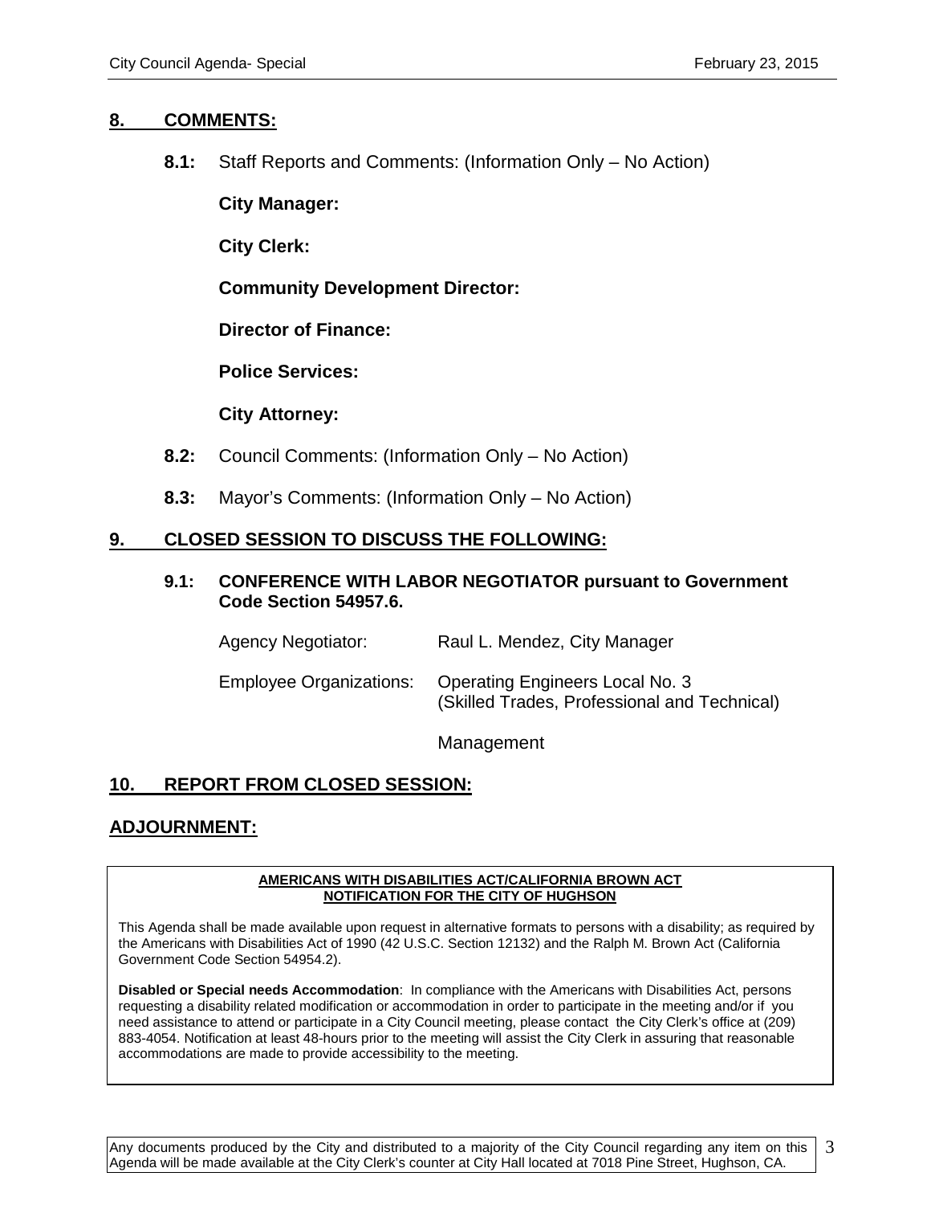## 8. COMMENTS:

**8.1:** Staff Reports and Comments: (Information Only – No Action)

**City Manager:**

**City Clerk:**

**Community Development Director:**

**Director of Finance:**

**Police Services:**

**City Attorney:**

**8.2:** Council Comments: (Information Only – No Action)

**8.3:** Mayor's Comments: (Information Only – No Action)

## 9. CLOSED SESSION TO DISCUSS THE FOLLOWING:

**9.1: CONFERENCE WITH LABOR NEGOTIATOR pursuant to Government Code Section 54957.6.**

Agency Negotiator: Raul L. Mendez, City Manager

Employee Organizations: Operating Engineers Local No. 3 (Skilled Trades, Professional and Technical)

Management

## 10. REPORT FROM CLOSED SESSION:

## ADJOURNMENT:

**AMERICANS WITH DISABILITIES ACT/CALIFORNIA BROWN ACT NOTIFICATION FOR THE CITY OF HUGHSON**

This Agenda shall be made available upon request in alternative formats to persons with a disability; as required by the Americans with Disabilities Act of 1990 (42 U.S.C. Section 12132) and the Ralph M. Brown Act (California Government Code Section 54954.2).

**Disabled or Special needs Accommodation**: In compliance with the Americans with Disabilities Act, persons requesting a disability related modification or accommodation in order to participate in the meeting and/or if you need assistance to attend or participate in a City Council meeting, please contact the City Clerk's office at (209) 883-4054. Notification at least 48-hours prior to the meeting will assist the City Clerk in assuring that reasonable accommodations are made to provide accessibility to the meeting.

Any documents produced by the City and distributed to a majority of the City Council regarding any item on this Agenda will be made available at the City Clerk's counter at City Hall located at 7018 Pine Street, Hughson, CA.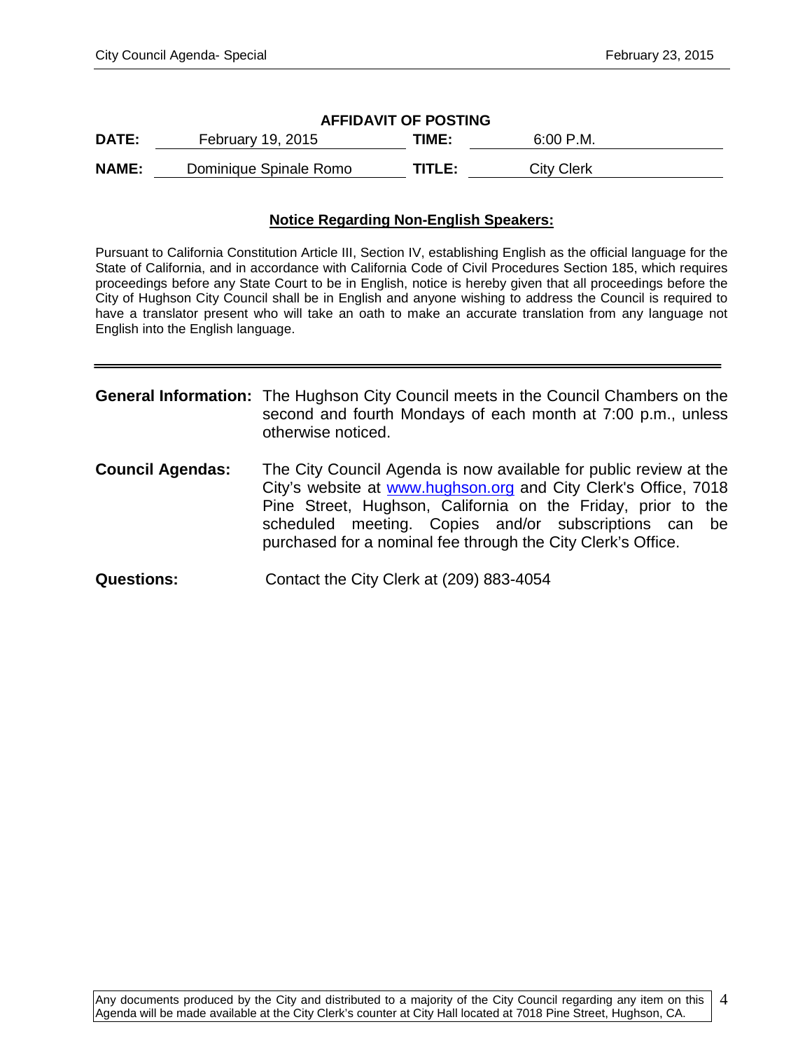## AFFIDAVIT OF POSTING

| **DATE:** | February 19, 2015 | **TIME:** | 6:00 P.M. |
|---|---|---|---|
| **NAME:** | Dominique Spinale Romo | **TITLE:** | City Clerk |

**Notice Regarding Non-English Speakers:**

Pursuant to California Constitution Article III, Section IV, establishing English as the official language for the State of California, and in accordance with California Code of Civil Procedures Section 185, which requires proceedings before any State Court to be in English, notice is hereby given that all proceedings before the City of Hughson City Council shall be in English and anyone wishing to address the Council is required to have a translator present who will take an oath to make an accurate translation from any language not English into the English language.

---

**General Information:** The Hughson City Council meets in the Council Chambers on the second and fourth Mondays of each month at 7:00 p.m., unless otherwise noticed.

**Council Agendas:** The City Council Agenda is now available for public review at the City's website at www.hughson.org and City Clerk's Office, 7018 Pine Street, Hughson, California on the Friday, prior to the scheduled meeting. Copies and/or subscriptions can be purchased for a nominal fee through the City Clerk's Office.

**Questions:** Contact the City Clerk at (209) 883-4054

Any documents produced by the City and distributed to a majority of the City Council regarding any item on this Agenda will be made available at the City Clerk's counter at City Hall located at 7018 Pine Street, Hughson, CA.